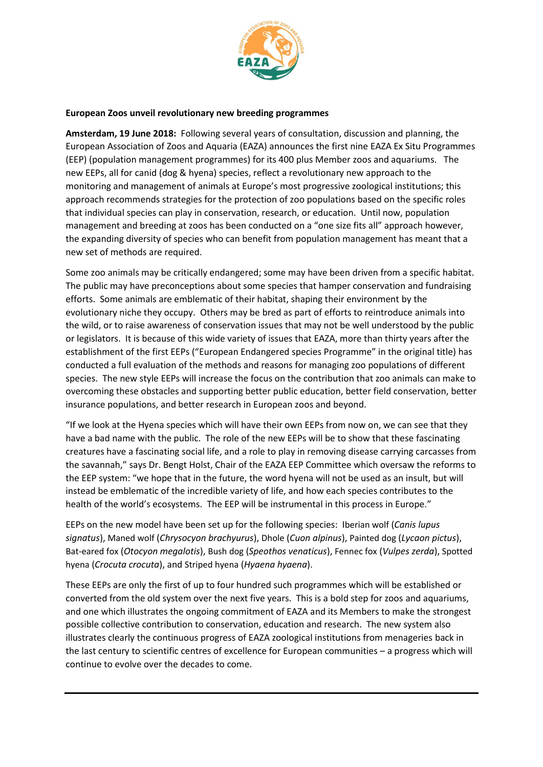**European Zoos unveil revolutionary new breeding programmes**

**Amsterdam, 19 June 2018:** Following several years of consultation, discussion and planning, the European Association of Zoos and Aquaria (EAZA) announces the first nine EAZA Ex Situ Programmes (EEP) (population management programmes) for its 400 plus Member zoos and aquariums. The new EEPs, all for canid (dog & hyena) species, reflect a revolutionary new approach to the monitoring and management of animals at Europe's most progressive zoological institutions; this approach recommends strategies for the protection of zoo populations based on the specific roles that individual species can play in conservation, research, or education. Until now, population management and breeding at zoos has been conducted on a "one size fits all" approach however, the expanding diversity of species who can benefit from population management has meant that a new set of methods are required.

Some zoo animals may be critically endangered; some may have been driven from a specific habitat. The public may have preconceptions about some species that hamper conservation and fundraising efforts. Some animals are emblematic of their habitat, shaping their environment by the evolutionary niche they occupy. Others may be bred as part of efforts to reintroduce animals into the wild, or to raise awareness of conservation issues that may not be well understood by the public or legislators. It is because of this wide variety of issues that EAZA, more than thirty years after the establishment of the first EEPs ("European Endangered species Programme" in the original title) has conducted a full evaluation of the methods and reasons for managing zoo populations of different species. The new style EEPs will increase the focus on the contribution that zoo animals can make to overcoming these obstacles and supporting better public education, better field conservation, better insurance populations, and better research in European zoos and beyond.

"If we look at the Hyena species which will have their own EEPs from now on, we can see that they have a bad name with the public. The role of the new EEPs will be to show that these fascinating creatures have a fascinating social life, and a role to play in removing disease carrying carcasses from the savannah," says Dr. Bengt Holst, Chair of the EAZA EEP Committee which oversaw the reforms to the EEP system: "we hope that in the future, the word hyena will not be used as an insult, but will instead be emblematic of the incredible variety of life, and how each species contributes to the health of the world's ecosystems. The EEP will be instrumental in this process in Europe."

EEPs on the new model have been set up for the following species: Iberian wolf (*Canis lupus signatus*), Maned wolf (*Chrysocyon brachyurus*), Dhole (*Cuon alpinus*), Painted dog (*Lycaon pictus*), Bat-eared fox (*Otocyon megalotis*), Bush dog (*Speothos venaticus*), Fennec fox (*Vulpes zerda*), Spotted hyena (*Crocuta crocuta*), and Striped hyena (*Hyaena hyaena*).

These EEPs are only the first of up to four hundred such programmes which will be established or converted from the old system over the next five years. This is a bold step for zoos and aquariums, and one which illustrates the ongoing commitment of EAZA and its Members to make the strongest possible collective contribution to conservation, education and research. The new system also illustrates clearly the continuous progress of EAZA zoological institutions from menageries back in the last century to scientific centres of excellence for European communities – a progress which will continue to evolve over the decades to come.

---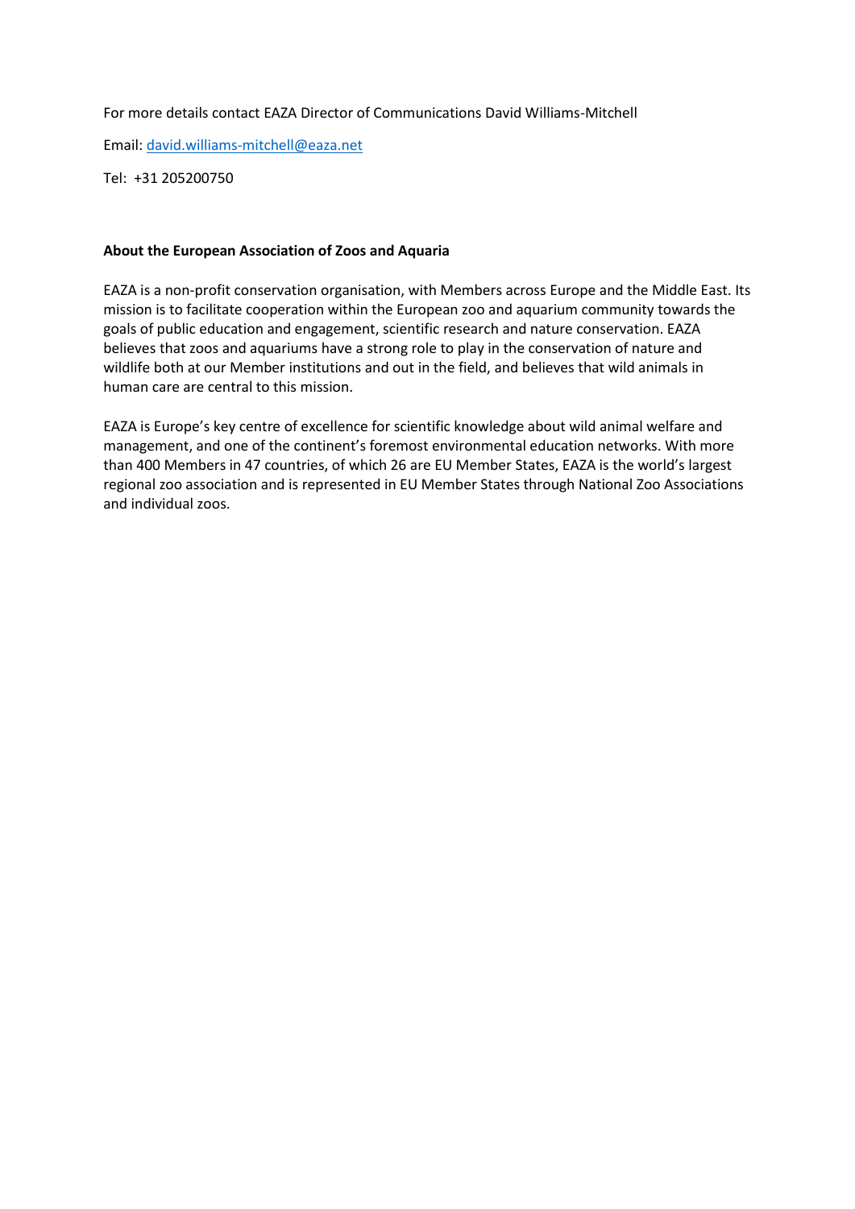For more details contact EAZA Director of Communications David Williams-Mitchell

Email: david.williams-mitchell@eaza.net

Tel: +31 205200750

**About the European Association of Zoos and Aquaria**

EAZA is a non-profit conservation organisation, with Members across Europe and the Middle East. Its mission is to facilitate cooperation within the European zoo and aquarium community towards the goals of public education and engagement, scientific research and nature conservation. EAZA believes that zoos and aquariums have a strong role to play in the conservation of nature and wildlife both at our Member institutions and out in the field, and believes that wild animals in human care are central to this mission.

EAZA is Europe's key centre of excellence for scientific knowledge about wild animal welfare and management, and one of the continent's foremost environmental education networks. With more than 400 Members in 47 countries, of which 26 are EU Member States, EAZA is the world's largest regional zoo association and is represented in EU Member States through National Zoo Associations and individual zoos.